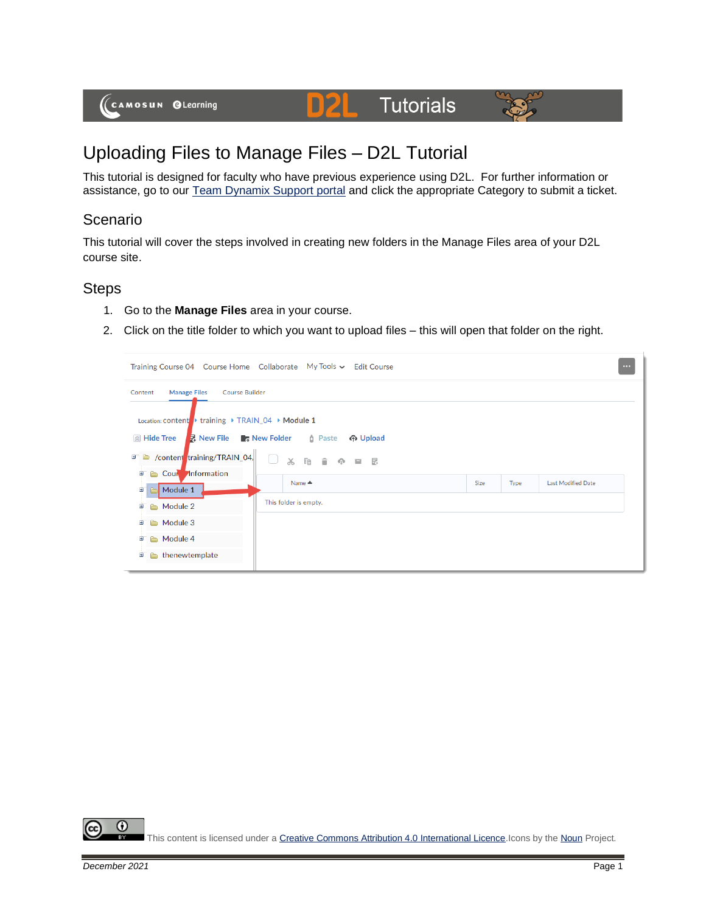# Uploading Files to Manage Files – D2L Tutorial

This tutorial is designed for faculty who have previous experience using D2L. For further information or assistance, go to our Team Dynamix Support portal and click the appropriate Category to submit a ticket.

## Scenario

This tutorial will cover the steps involved in creating new folders in the Manage Files area of your D2L course site.

## Steps

1. Go to the **Manage Files** area in your course.
2. Click on the title folder to which you want to upload files – this will open that folder on the right.

This content is licensed under a Creative Commons Attribution 4.0 International Licence. Icons by the Noun Project.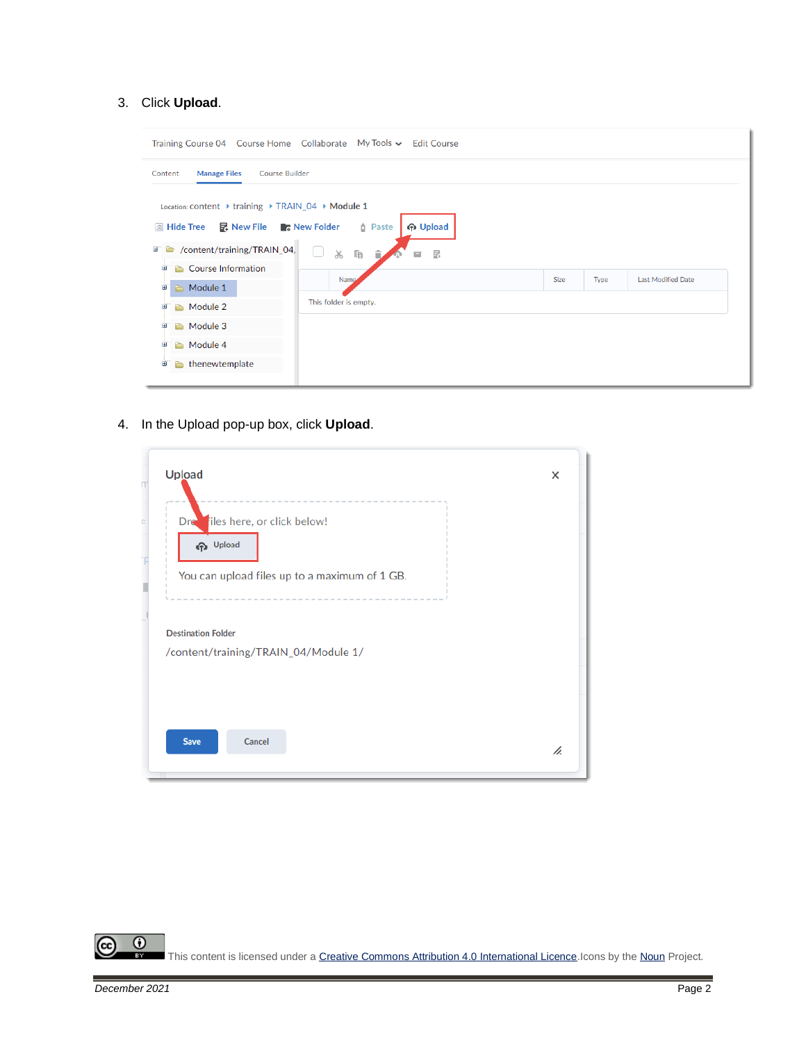3. Click **Upload**.

4. In the Upload pop-up box, click **Upload**.

This content is licensed under a Creative Commons Attribution 4.0 International Licence. Icons by the Noun Project.

*December 2021*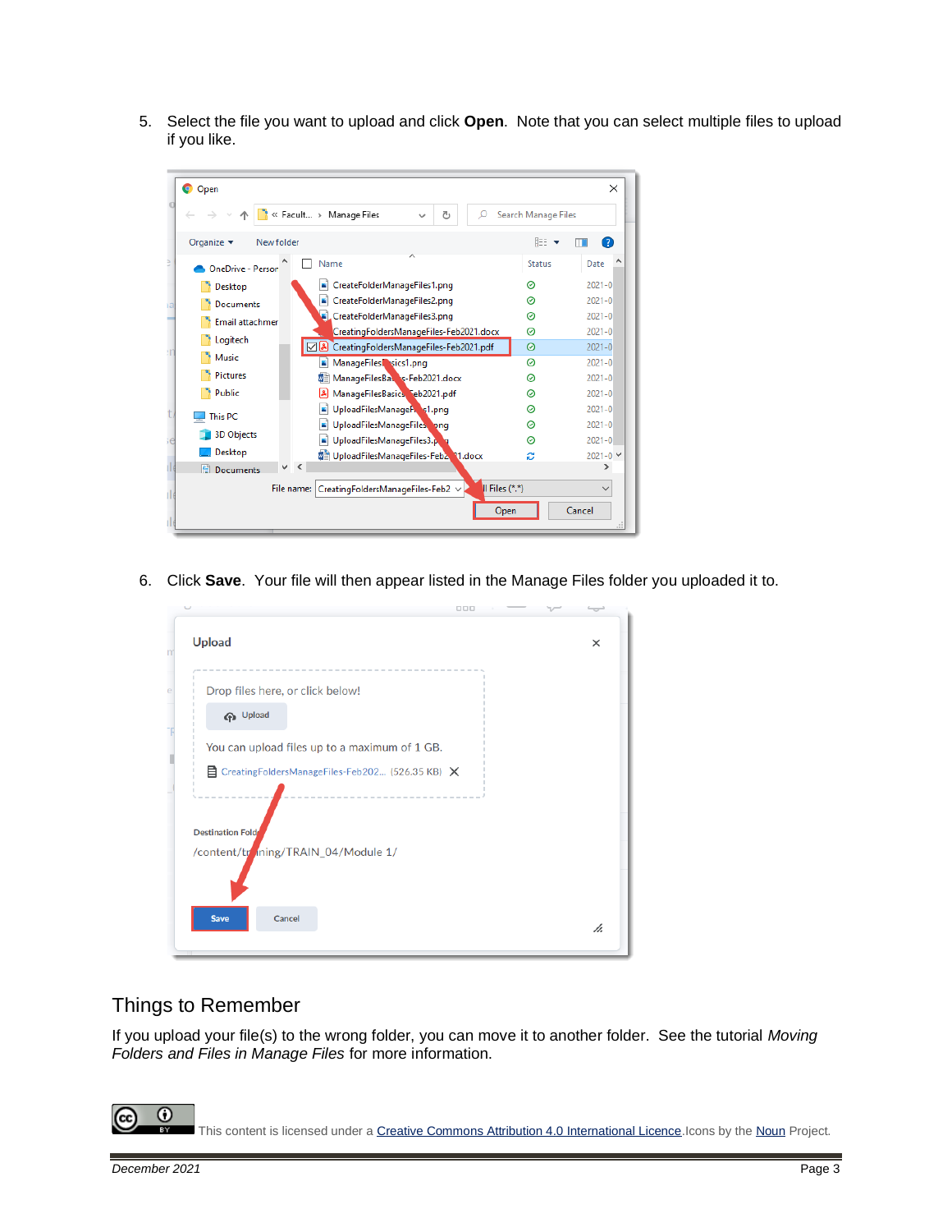5. Select the file you want to upload and click **Open**.  Note that you can select multiple files to upload if you like.

6. Click **Save**.  Your file will then appear listed in the Manage Files folder you uploaded it to.

## Things to Remember

If you upload your file(s) to the wrong folder, you can move it to another folder.  See the tutorial *Moving Folders and Files in Manage Files* for more information.

This content is licensed under a Creative Commons Attribution 4.0 International Licence. Icons by the Noun Project.

*December 2021*